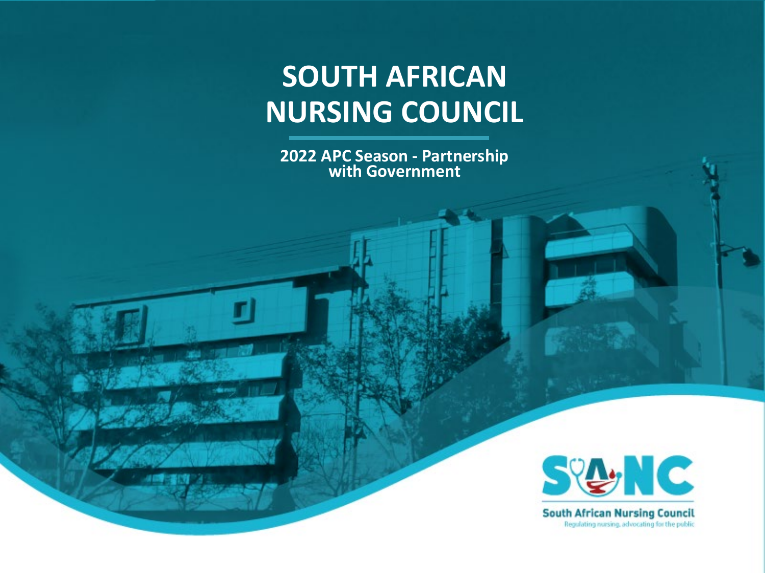# SOUTH AFRICAN NURSING COUNCIL

**2022 APC Season - Partnership with Government**

South African Nursing Council

Regulating nursing, advocating for the public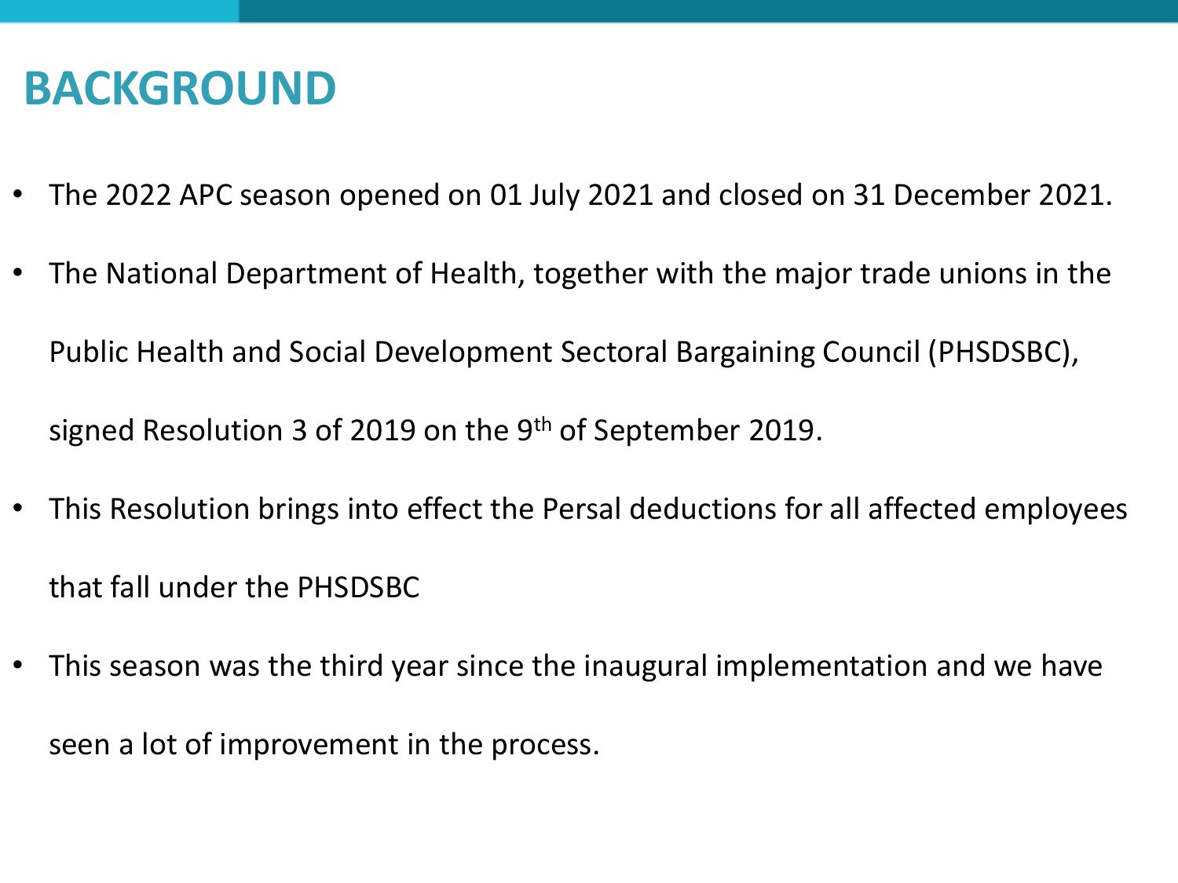# BACKGROUND

- The 2022 APC season opened on 01 July 2021 and closed on 31 December 2021.
- The National Department of Health, together with the major trade unions in the Public Health and Social Development Sectoral Bargaining Council (PHSDSBC), signed Resolution 3 of 2019 on the 9th of September 2019.
- This Resolution brings into effect the Persal deductions for all affected employees that fall under the PHSDSBC
- This season was the third year since the inaugural implementation and we have seen a lot of improvement in the process.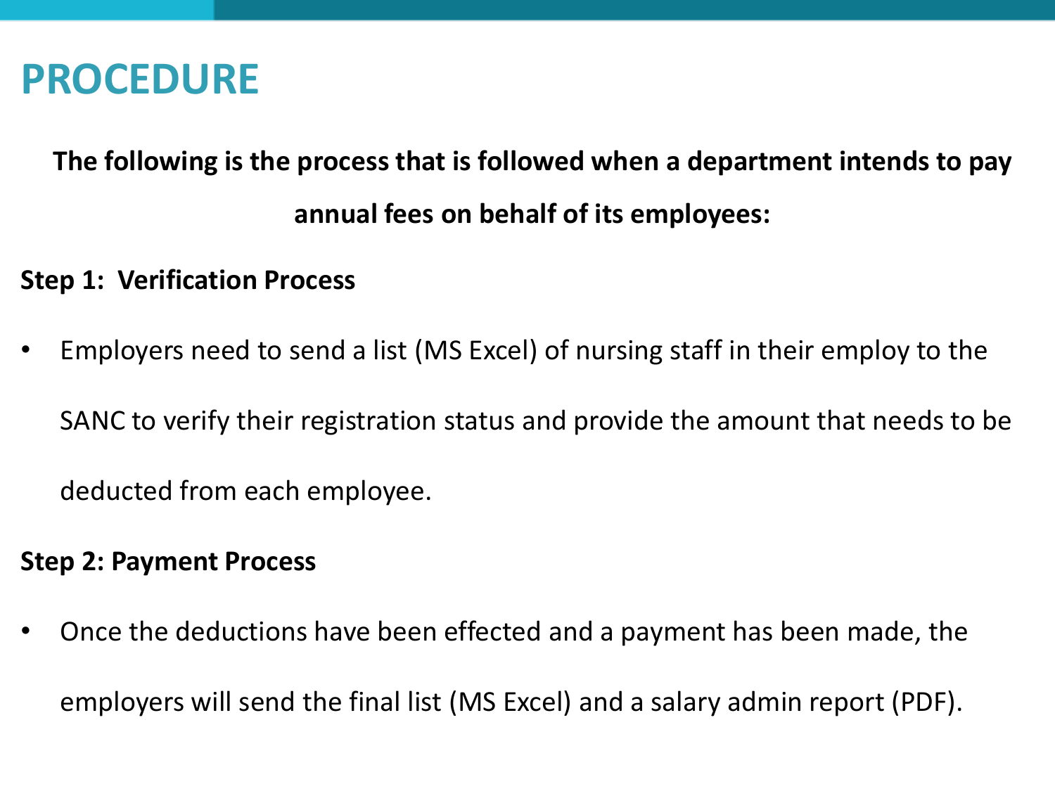# PROCEDURE

**The following is the process that is followed when a department intends to pay annual fees on behalf of its employees:**

**Step 1: Verification Process**

- Employers need to send a list (MS Excel) of nursing staff in their employ to the SANC to verify their registration status and provide the amount that needs to be deducted from each employee.

**Step 2: Payment Process**

- Once the deductions have been effected and a payment has been made, the employers will send the final list (MS Excel) and a salary admin report (PDF).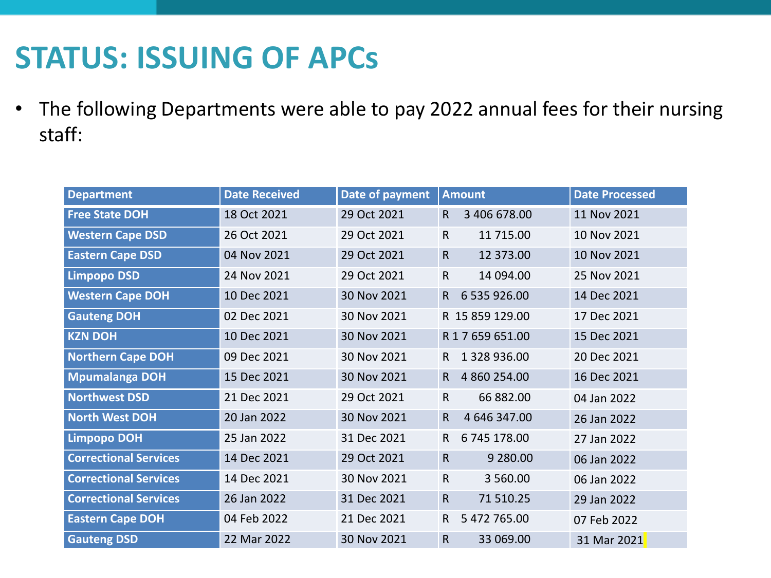# STATUS: ISSUING OF APCs

- The following Departments were able to pay 2022 annual fees for their nursing staff:

| Department | Date Received | Date of payment | Amount | Date Processed |
|---|---|---|---|---|
| Free State DOH | 18 Oct 2021 | 29 Oct 2021 | R 3 406 678.00 | 11 Nov 2021 |
| Western Cape DSD | 26 Oct 2021 | 29 Oct 2021 | R 11 715.00 | 10 Nov 2021 |
| Eastern Cape DSD | 04 Nov 2021 | 29 Oct 2021 | R 12 373.00 | 10 Nov 2021 |
| Limpopo DSD | 24 Nov 2021 | 29 Oct 2021 | R 14 094.00 | 25 Nov 2021 |
| Western Cape DOH | 10 Dec 2021 | 30 Nov 2021 | R 6 535 926.00 | 14 Dec 2021 |
| Gauteng DOH | 02 Dec 2021 | 30 Nov 2021 | R 15 859 129.00 | 17 Dec 2021 |
| KZN DOH | 10 Dec 2021 | 30 Nov 2021 | R 1 7 659 651.00 | 15 Dec 2021 |
| Northern Cape DOH | 09 Dec 2021 | 30 Nov 2021 | R 1 328 936.00 | 20 Dec 2021 |
| Mpumalanga DOH | 15 Dec 2021 | 30 Nov 2021 | R 4 860 254.00 | 16 Dec 2021 |
| Northwest DSD | 21 Dec 2021 | 29 Oct 2021 | R 66 882.00 | 04 Jan 2022 |
| North West DOH | 20 Jan 2022 | 30 Nov 2021 | R 4 646 347.00 | 26 Jan 2022 |
| Limpopo DOH | 25 Jan 2022 | 31 Dec 2021 | R 6 745 178.00 | 27 Jan 2022 |
| Correctional Services | 14 Dec 2021 | 29 Oct 2021 | R 9 280.00 | 06 Jan 2022 |
| Correctional Services | 14 Dec 2021 | 30 Nov 2021 | R 3 560.00 | 06 Jan 2022 |
| Correctional Services | 26 Jan 2022 | 31 Dec 2021 | R 71 510.25 | 29 Jan 2022 |
| Eastern Cape DOH | 04 Feb 2022 | 21 Dec 2021 | R 5 472 765.00 | 07 Feb 2022 |
| Gauteng DSD | 22 Mar 2022 | 30 Nov 2021 | R 33 069.00 | 31 Mar 2021 |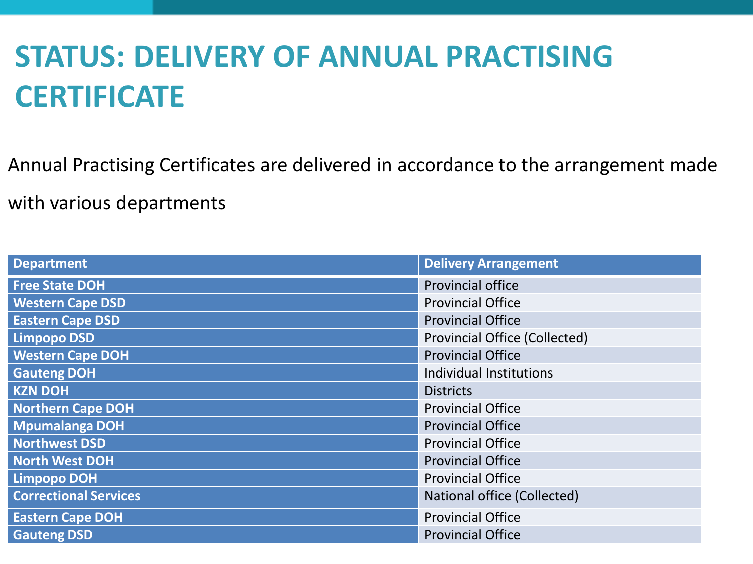# STATUS: DELIVERY OF ANNUAL PRACTISING CERTIFICATE

Annual Practising Certificates are delivered in accordance to the arrangement made with various departments

| Department | Delivery Arrangement |
|---|---|
| Free State DOH | Provincial office |
| Western Cape DSD | Provincial Office |
| Eastern Cape DSD | Provincial Office |
| Limpopo DSD | Provincial Office (Collected) |
| Western Cape DOH | Provincial Office |
| Gauteng DOH | Individual Institutions |
| KZN DOH | Districts |
| Northern Cape DOH | Provincial Office |
| Mpumalanga DOH | Provincial Office |
| Northwest DSD | Provincial Office |
| North West DOH | Provincial Office |
| Limpopo DOH | Provincial Office |
| Correctional Services | National office (Collected) |
| Eastern Cape DOH | Provincial Office |
| Gauteng DSD | Provincial Office |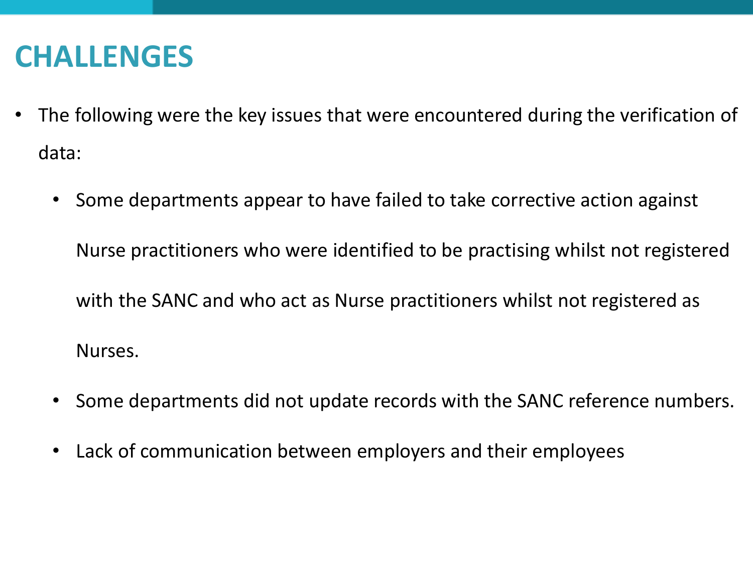# CHALLENGES

- The following were the key issues that were encountered during the verification of data:
  - Some departments appear to have failed to take corrective action against Nurse practitioners who were identified to be practising whilst not registered with the SANC and who act as Nurse practitioners whilst not registered as Nurses.
  - Some departments did not update records with the SANC reference numbers.
  - Lack of communication between employers and their employees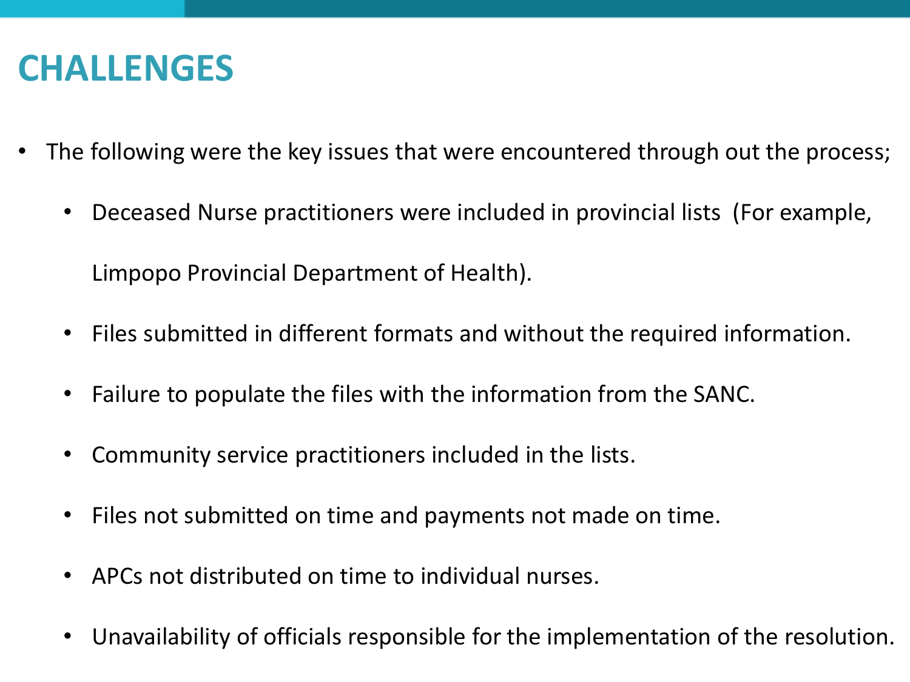# CHALLENGES

- The following were the key issues that were encountered through out the process;
  - Deceased Nurse practitioners were included in provincial lists (For example, Limpopo Provincial Department of Health).
  - Files submitted in different formats and without the required information.
  - Failure to populate the files with the information from the SANC.
  - Community service practitioners included in the lists.
  - Files not submitted on time and payments not made on time.
  - APCs not distributed on time to individual nurses.
  - Unavailability of officials responsible for the implementation of the resolution.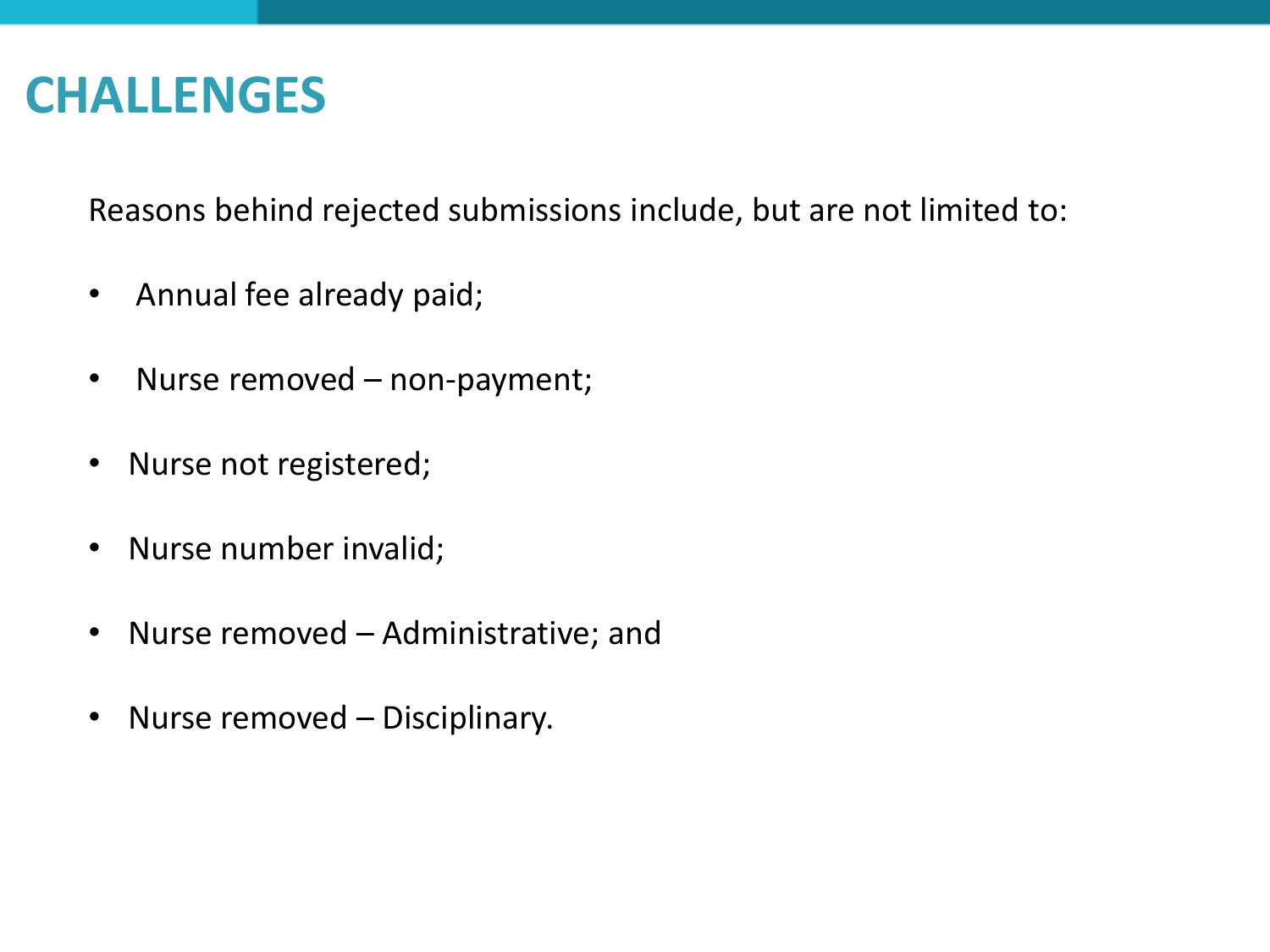# CHALLENGES

Reasons behind rejected submissions include, but are not limited to:

- Annual fee already paid;
- Nurse removed – non-payment;
- Nurse not registered;
- Nurse number invalid;
- Nurse removed – Administrative; and
- Nurse removed – Disciplinary.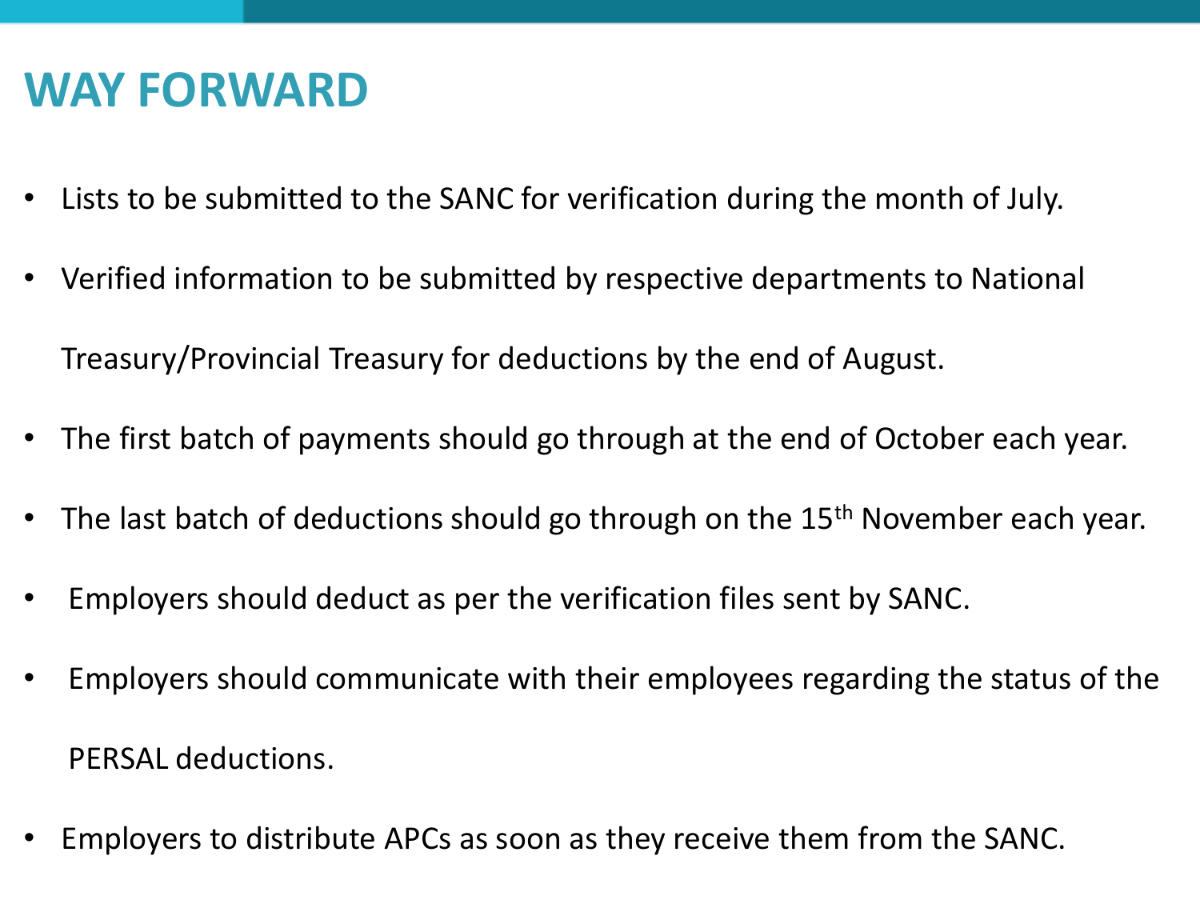# WAY FORWARD

- Lists to be submitted to the SANC for verification during the month of July.
- Verified information to be submitted by respective departments to National Treasury/Provincial Treasury for deductions by the end of August.
- The first batch of payments should go through at the end of October each year.
- The last batch of deductions should go through on the 15th November each year.
- Employers should deduct as per the verification files sent by SANC.
- Employers should communicate with their employees regarding the status of the PERSAL deductions.
- Employers to distribute APCs as soon as they receive them from the SANC.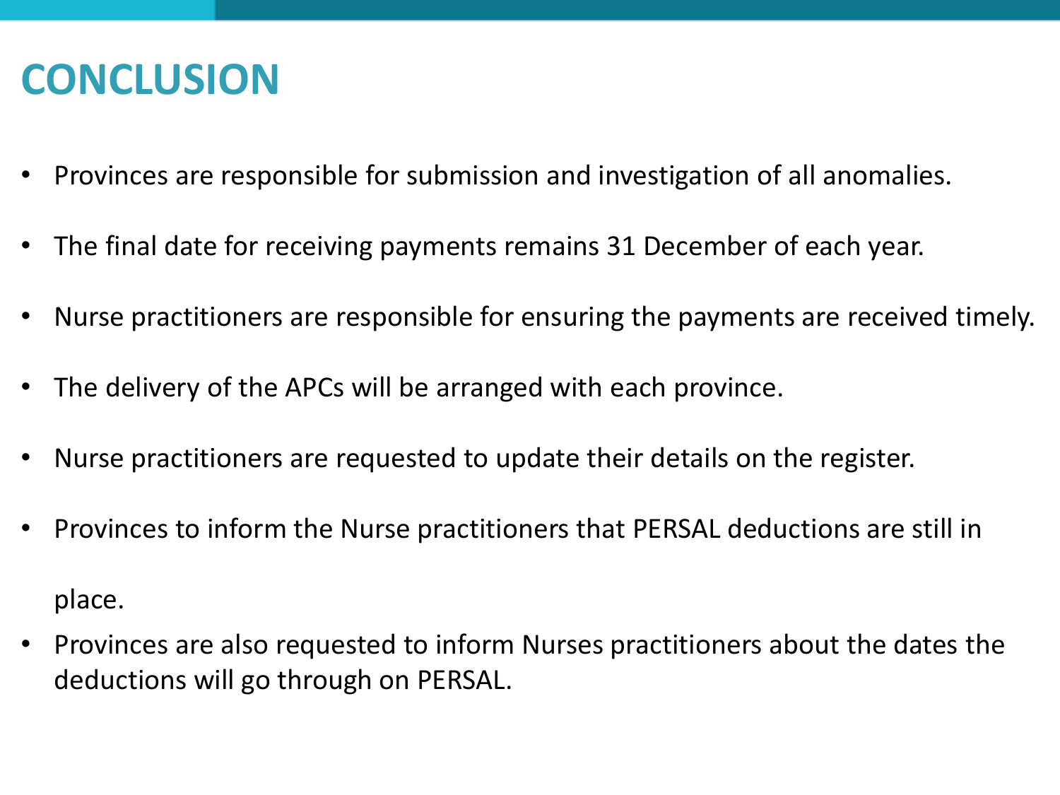# CONCLUSION

- Provinces are responsible for submission and investigation of all anomalies.
- The final date for receiving payments remains 31 December of each year.
- Nurse practitioners are responsible for ensuring the payments are received timely.
- The delivery of the APCs will be arranged with each province.
- Nurse practitioners are requested to update their details on the register.
- Provinces to inform the Nurse practitioners that PERSAL deductions are still in place.
- Provinces are also requested to inform Nurses practitioners about the dates the deductions will go through on PERSAL.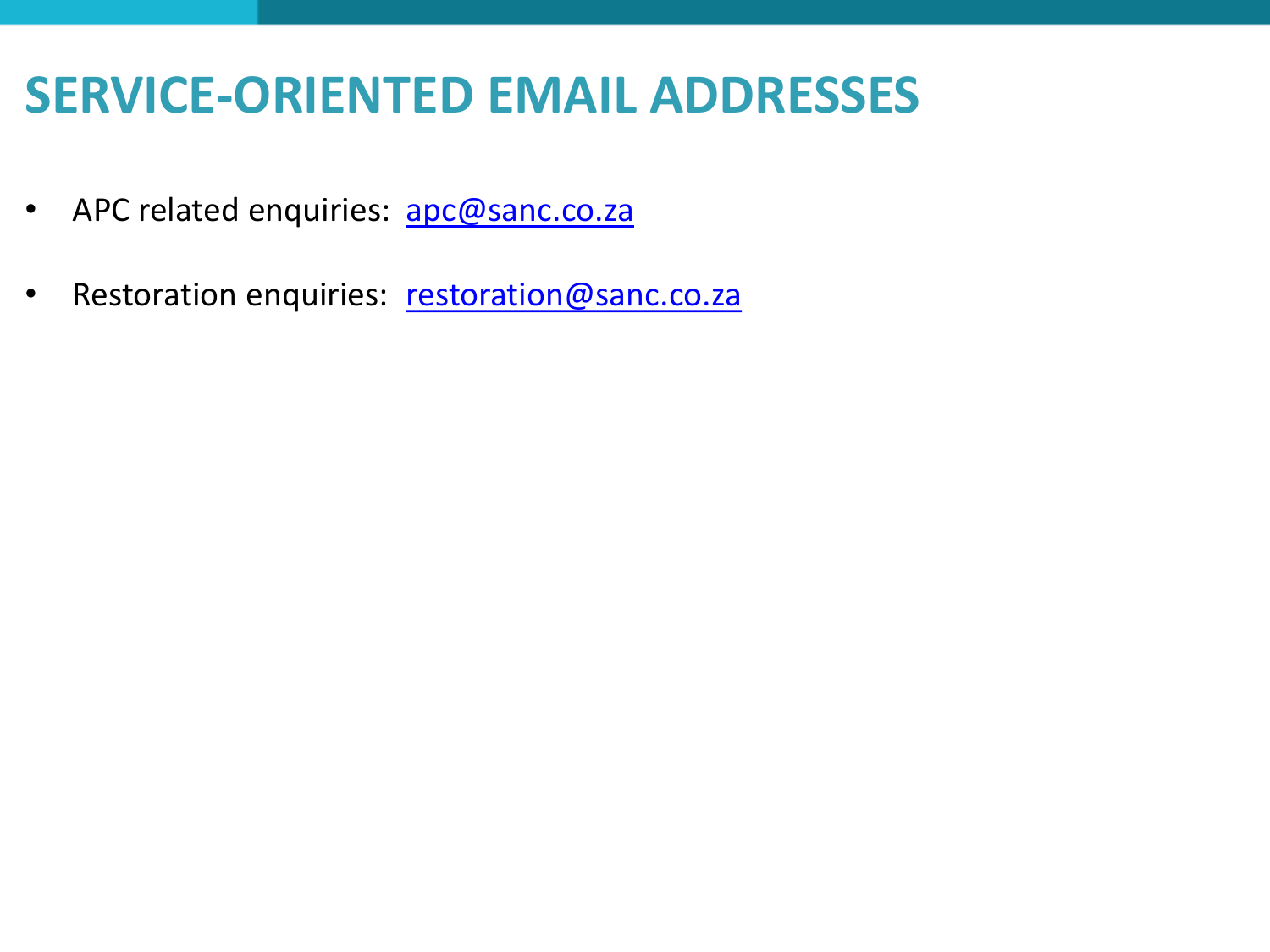# SERVICE-ORIENTED EMAIL ADDRESSES

- APC related enquiries: apc@sanc.co.za
- Restoration enquiries: restoration@sanc.co.za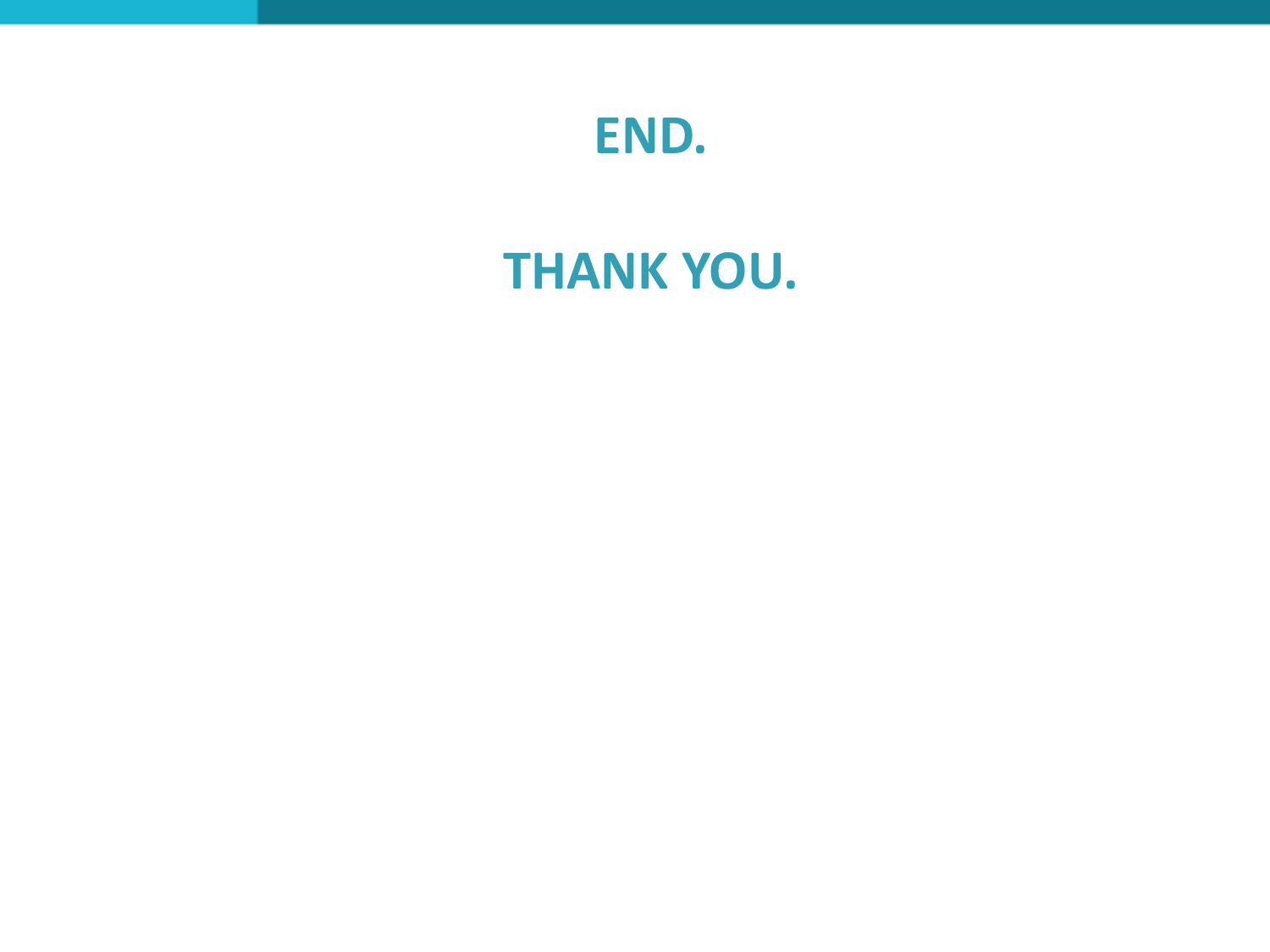# END.

# THANK YOU.